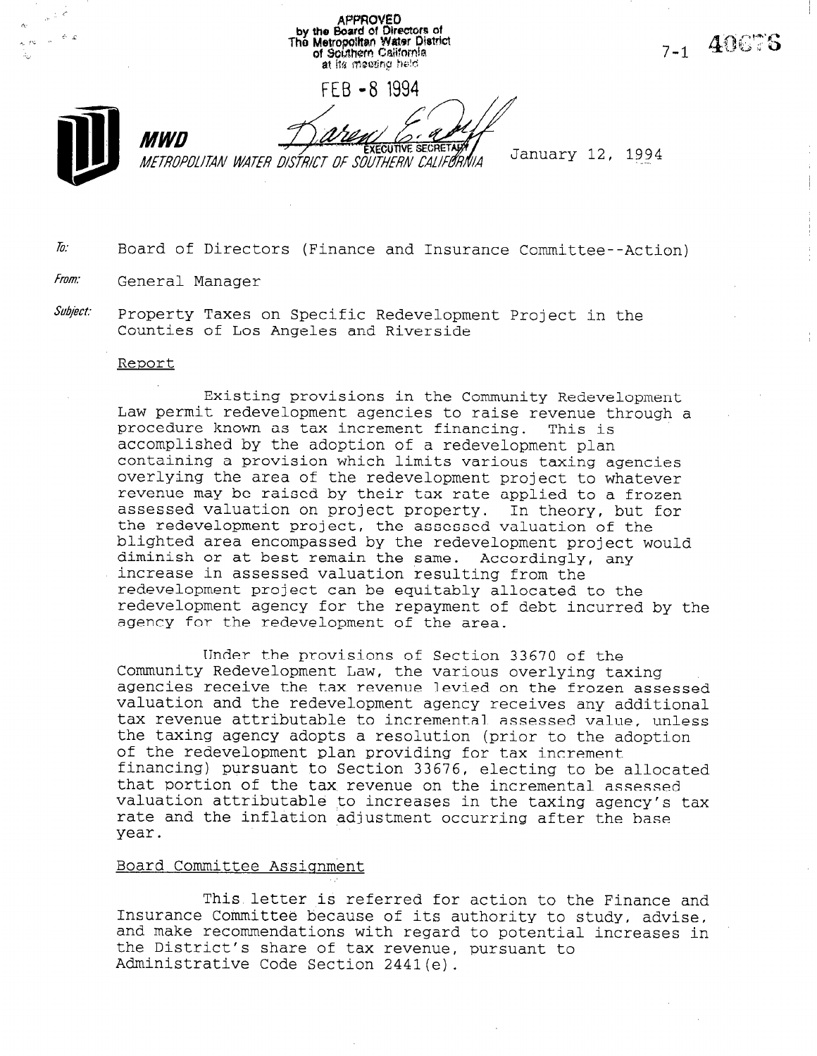APPROVED
by the Board of Directors of
The Metropolitan Water District
of Southern California
at its meeting held

FEB - 8 1994

EXECUTIVE SECRETARY

7-1 40676

**MWD**
*METROPOLITAN WATER DISTRICT OF SOUTHERN CALIFORNIA*

January 12, 1994

*To:* Board of Directors (Finance and Insurance Committee--Action)

*From:* General Manager

*Subject:* Property Taxes on Specific Redevelopment Project in the Counties of Los Angeles and Riverside

## Report

Existing provisions in the Community Redevelopment Law permit redevelopment agencies to raise revenue through a procedure known as tax increment financing. This is accomplished by the adoption of a redevelopment plan containing a provision which limits various taxing agencies overlying the area of the redevelopment project to whatever revenue may be raised by their tax rate applied to a frozen assessed valuation on project property. In theory, but for the redevelopment project, the assessed valuation of the blighted area encompassed by the redevelopment project would diminish or at best remain the same. Accordingly, any increase in assessed valuation resulting from the redevelopment project can be equitably allocated to the redevelopment agency for the repayment of debt incurred by the agency for the redevelopment of the area.

Under the provisions of Section 33670 of the Community Redevelopment Law, the various overlying taxing agencies receive the tax revenue levied on the frozen assessed valuation and the redevelopment agency receives any additional tax revenue attributable to incremental assessed value, unless the taxing agency adopts a resolution (prior to the adoption of the redevelopment plan providing for tax increment financing) pursuant to Section 33676, electing to be allocated that portion of the tax revenue on the incremental assessed valuation attributable to increases in the taxing agency's tax rate and the inflation adjustment occurring after the base year.

## Board Committee Assignment

This letter is referred for action to the Finance and Insurance Committee because of its authority to study, advise, and make recommendations with regard to potential increases in the District's share of tax revenue, pursuant to Administrative Code Section 2441(e).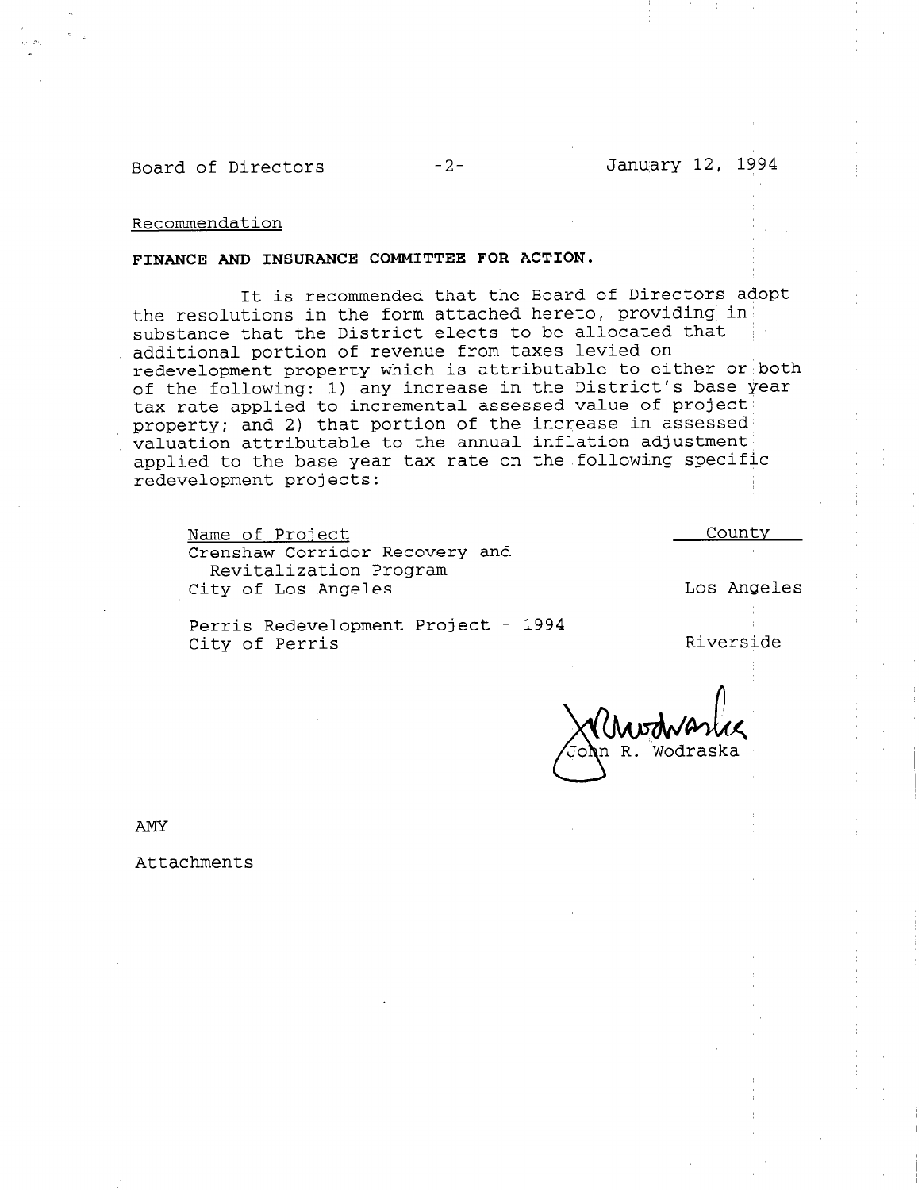Recommendation

**FINANCE AND INSURANCE COMMITTEE FOR ACTION.**

It is recommended that the Board of Directors adopt the resolutions in the form attached hereto, providing in substance that the District elects to be allocated that additional portion of revenue from taxes levied on redevelopment property which is attributable to either or both of the following: 1) any increase in the District's base year tax rate applied to incremental assessed value of project property; and 2) that portion of the increase in assessed valuation attributable to the annual inflation adjustment applied to the base year tax rate on the following specific redevelopment projects:

| Name of Project | County |
|---|---|
| Crenshaw Corridor Recovery and Revitalization Program City of Los Angeles | Los Angeles |
| Perris Redevelopment Project - 1994 City of Perris | Riverside |

John R. Wodraska

AMY

Attachments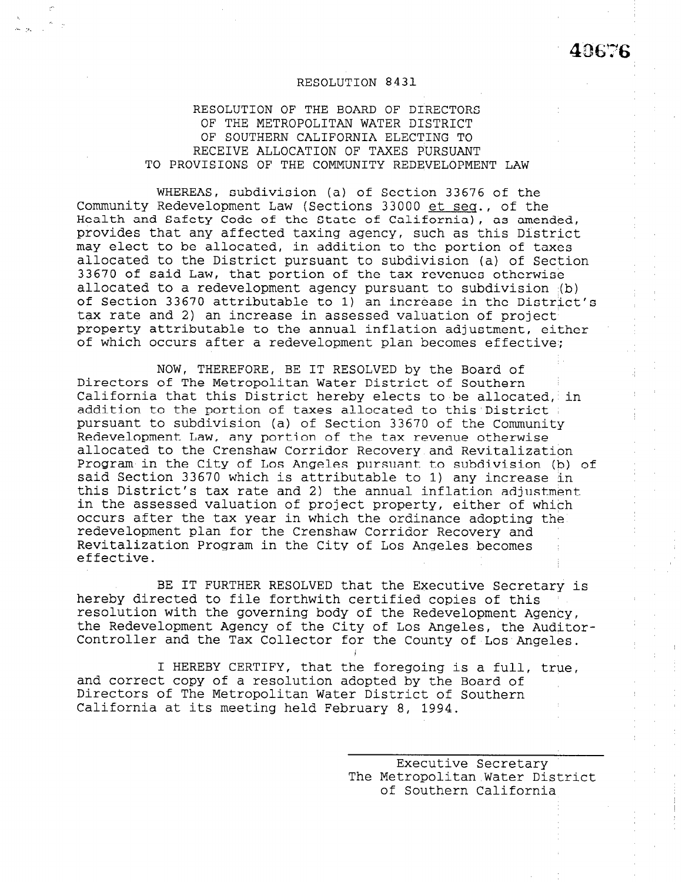40676

RESOLUTION 8431

RESOLUTION OF THE BOARD OF DIRECTORS
OF THE METROPOLITAN WATER DISTRICT
OF SOUTHERN CALIFORNIA ELECTING TO
RECEIVE ALLOCATION OF TAXES PURSUANT
TO PROVISIONS OF THE COMMUNITY REDEVELOPMENT LAW

WHEREAS, subdivision (a) of Section 33676 of the Community Redevelopment Law (Sections 33000 et seq., of the Health and Safety Code of the State of California), as amended, provides that any affected taxing agency, such as this District may elect to be allocated, in addition to the portion of taxes allocated to the District pursuant to subdivision (a) of Section 33670 of said Law, that portion of the tax revenues otherwise allocated to a redevelopment agency pursuant to subdivision (b) of Section 33670 attributable to 1) an increase in the District's tax rate and 2) an increase in assessed valuation of project property attributable to the annual inflation adjustment, either of which occurs after a redevelopment plan becomes effective;

NOW, THEREFORE, BE IT RESOLVED by the Board of Directors of The Metropolitan Water District of Southern California that this District hereby elects to be allocated, in addition to the portion of taxes allocated to this District pursuant to subdivision (a) of Section 33670 of the Community Redevelopment Law, any portion of the tax revenue otherwise allocated to the Crenshaw Corridor Recovery and Revitalization Program in the City of Los Angeles pursuant to subdivision (b) of said Section 33670 which is attributable to 1) any increase in this District's tax rate and 2) the annual inflation adjustment in the assessed valuation of project property, either of which occurs after the tax year in which the ordinance adopting the redevelopment plan for the Crenshaw Corridor Recovery and Revitalization Program in the City of Los Angeles becomes effective.

BE IT FURTHER RESOLVED that the Executive Secretary is hereby directed to file forthwith certified copies of this resolution with the governing body of the Redevelopment Agency, the Redevelopment Agency of the City of Los Angeles, the Auditor-Controller and the Tax Collector for the County of Los Angeles.

I HEREBY CERTIFY, that the foregoing is a full, true, and correct copy of a resolution adopted by the Board of Directors of The Metropolitan Water District of Southern California at its meeting held February 8, 1994.

Executive Secretary
The Metropolitan Water District
of Southern California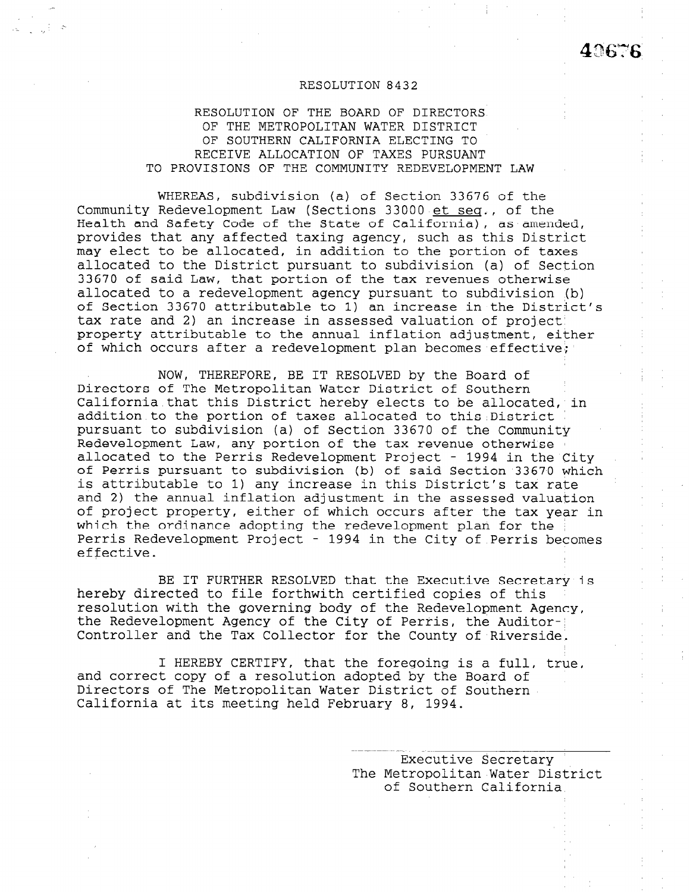RESOLUTION 8432

RESOLUTION OF THE BOARD OF DIRECTORS OF THE METROPOLITAN WATER DISTRICT OF SOUTHERN CALIFORNIA ELECTING TO RECEIVE ALLOCATION OF TAXES PURSUANT TO PROVISIONS OF THE COMMUNITY REDEVELOPMENT LAW

WHEREAS, subdivision (a) of Section 33676 of the Community Redevelopment Law (Sections 33000 et seq., of the Health and Safety Code of the State of California), as amended, provides that any affected taxing agency, such as this District may elect to be allocated, in addition to the portion of taxes allocated to the District pursuant to subdivision (a) of Section 33670 of said Law, that portion of the tax revenues otherwise allocated to a redevelopment agency pursuant to subdivision (b) of Section 33670 attributable to 1) an increase in the District's tax rate and 2) an increase in assessed valuation of project property attributable to the annual inflation adjustment, either of which occurs after a redevelopment plan becomes effective;

NOW, THEREFORE, BE IT RESOLVED by the Board of Directors of The Metropolitan Water District of Southern California that this District hereby elects to be allocated, in addition to the portion of taxes allocated to this District pursuant to subdivision (a) of Section 33670 of the Community Redevelopment Law, any portion of the tax revenue otherwise allocated to the Perris Redevelopment Project - 1994 in the City of Perris pursuant to subdivision (b) of said Section 33670 which is attributable to 1) any increase in this District's tax rate and 2) the annual inflation adjustment in the assessed valuation of project property, either of which occurs after the tax year in which the ordinance adopting the redevelopment plan for the Perris Redevelopment Project - 1994 in the City of Perris becomes effective.

BE IT FURTHER RESOLVED that the Executive Secretary is hereby directed to file forthwith certified copies of this resolution with the governing body of the Redevelopment Agency, the Redevelopment Agency of the City of Perris, the Auditor-Controller and the Tax Collector for the County of Riverside.

I HEREBY CERTIFY, that the foregoing is a full, true, and correct copy of a resolution adopted by the Board of Directors of The Metropolitan Water District of Southern California at its meeting held February 8, 1994.

Executive Secretary
The Metropolitan Water District
of Southern California